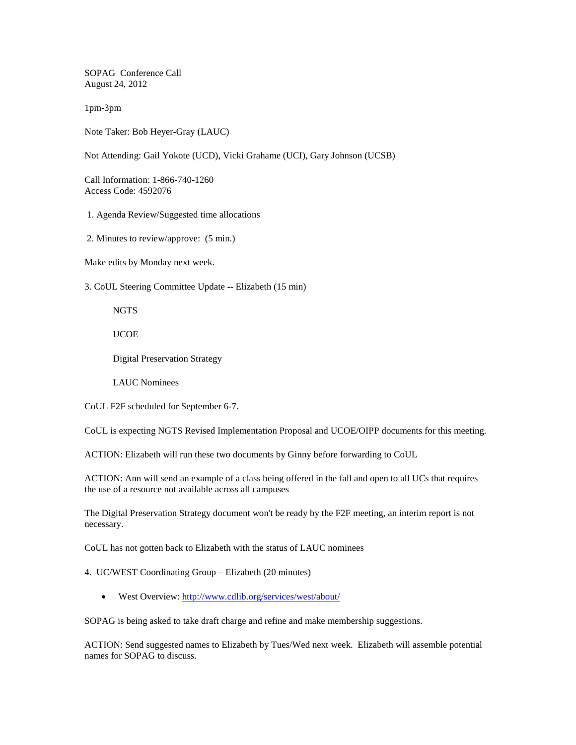SOPAG Conference Call
August 24, 2012

1pm-3pm

Note Taker: Bob Heyer-Gray (LAUC)

Not Attending: Gail Yokote (UCD), Vicki Grahame (UCI), Gary Johnson (UCSB)

Call Information: 1-866-740-1260
Access Code: 4592076

1. Agenda Review/Suggested time allocations

2. Minutes to review/approve: (5 min.)

Make edits by Monday next week.

3. CoUL Steering Committee Update -- Elizabeth (15 min)

   NGTS

   UCOE

   Digital Preservation Strategy

   LAUC Nominees

CoUL F2F scheduled for September 6-7.

CoUL is expecting NGTS Revised Implementation Proposal and UCOE/OIPP documents for this meeting.

ACTION: Elizabeth will run these two documents by Ginny before forwarding to CoUL

ACTION: Ann will send an example of a class being offered in the fall and open to all UCs that requires the use of a resource not available across all campuses

The Digital Preservation Strategy document won't be ready by the F2F meeting, an interim report is not necessary.

CoUL has not gotten back to Elizabeth with the status of LAUC nominees

4. UC/WEST Coordinating Group – Elizabeth (20 minutes)

- West Overview: [http://www.cdlib.org/services/west/about/](http://www.cdlib.org/services/west/about/)

SOPAG is being asked to take draft charge and refine and make membership suggestions.

ACTION: Send suggested names to Elizabeth by Tues/Wed next week. Elizabeth will assemble potential names for SOPAG to discuss.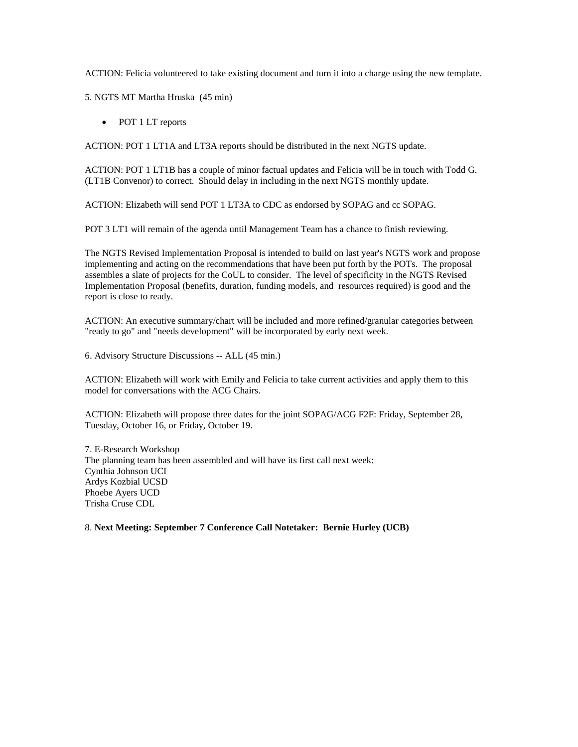ACTION: Felicia volunteered to take existing document and turn it into a charge using the new template.

5. NGTS MT Martha Hruska (45 min)

- POT 1 LT reports

ACTION: POT 1 LT1A and LT3A reports should be distributed in the next NGTS update.

ACTION: POT 1 LT1B has a couple of minor factual updates and Felicia will be in touch with Todd G. (LT1B Convenor) to correct. Should delay in including in the next NGTS monthly update.

ACTION: Elizabeth will send POT 1 LT3A to CDC as endorsed by SOPAG and cc SOPAG.

POT 3 LT1 will remain of the agenda until Management Team has a chance to finish reviewing.

The NGTS Revised Implementation Proposal is intended to build on last year's NGTS work and propose implementing and acting on the recommendations that have been put forth by the POTs. The proposal assembles a slate of projects for the CoUL to consider. The level of specificity in the NGTS Revised Implementation Proposal (benefits, duration, funding models, and resources required) is good and the report is close to ready.

ACTION: An executive summary/chart will be included and more refined/granular categories between "ready to go" and "needs development" will be incorporated by early next week.

6. Advisory Structure Discussions -- ALL (45 min.)

ACTION: Elizabeth will work with Emily and Felicia to take current activities and apply them to this model for conversations with the ACG Chairs.

ACTION: Elizabeth will propose three dates for the joint SOPAG/ACG F2F: Friday, September 28, Tuesday, October 16, or Friday, October 19.

7. E-Research Workshop
The planning team has been assembled and will have its first call next week:
Cynthia Johnson UCI
Ardys Kozbial UCSD
Phoebe Ayers UCD
Trisha Cruse CDL

8. **Next Meeting: September 7 Conference Call Notetaker: Bernie Hurley (UCB)**